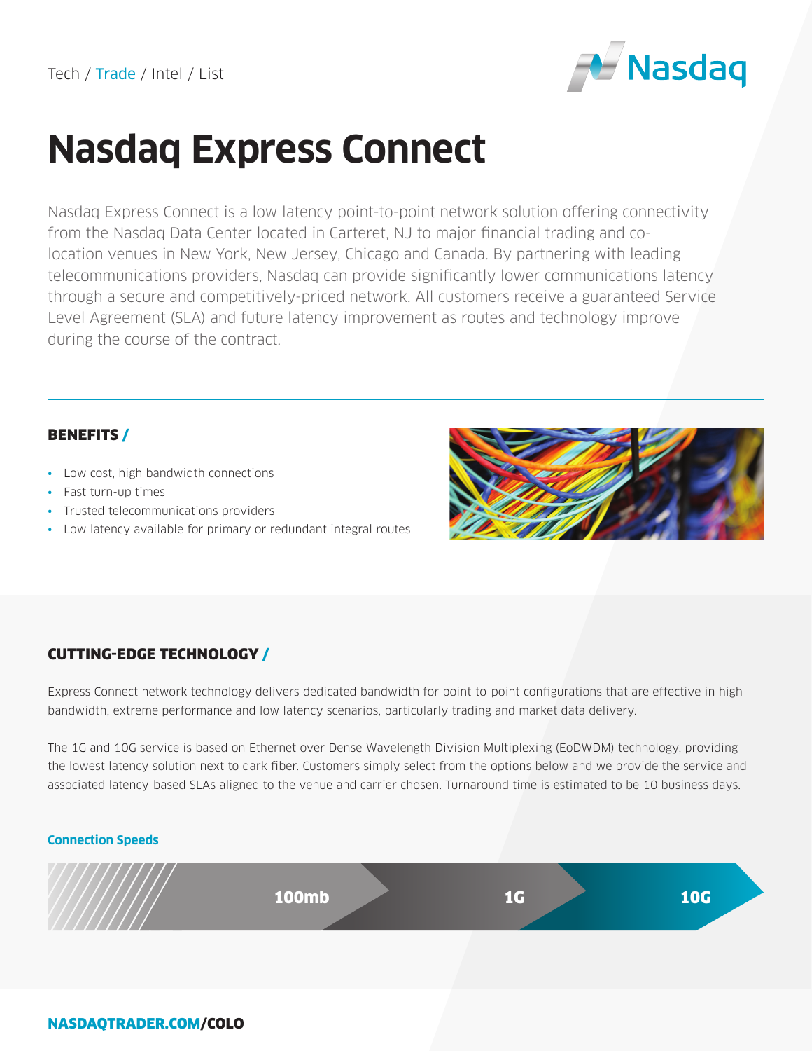Tech / Trade / Intel / List

# Nasdaq Express Connect

Nasdaq Express Connect is a low latency point-to-point network solution offering connectivity from the Nasdaq Data Center located in Carteret, NJ to major financial trading and co-location venues in New York, New Jersey, Chicago and Canada. By partnering with leading telecommunications providers, Nasdaq can provide significantly lower communications latency through a secure and competitively-priced network. All customers receive a guaranteed Service Level Agreement (SLA) and future latency improvement as routes and technology improve during the course of the contract.

## BENEFITS /

- Low cost, high bandwidth connections
- Fast turn-up times
- Trusted telecommunications providers
- Low latency available for primary or redundant integral routes

## CUTTING-EDGE TECHNOLOGY /

Express Connect network technology delivers dedicated bandwidth for point-to-point configurations that are effective in high-bandwidth, extreme performance and low latency scenarios, particularly trading and market data delivery.

The 1G and 10G service is based on Ethernet over Dense Wavelength Division Multiplexing (EoDWDM) technology, providing the lowest latency solution next to dark fiber. Customers simply select from the options below and we provide the service and associated latency-based SLAs aligned to the venue and carrier chosen. Turnaround time is estimated to be 10 business days.

**Connection Speeds**

100mb → 1G → 10G

**NASDAQTRADER.COM/COLO**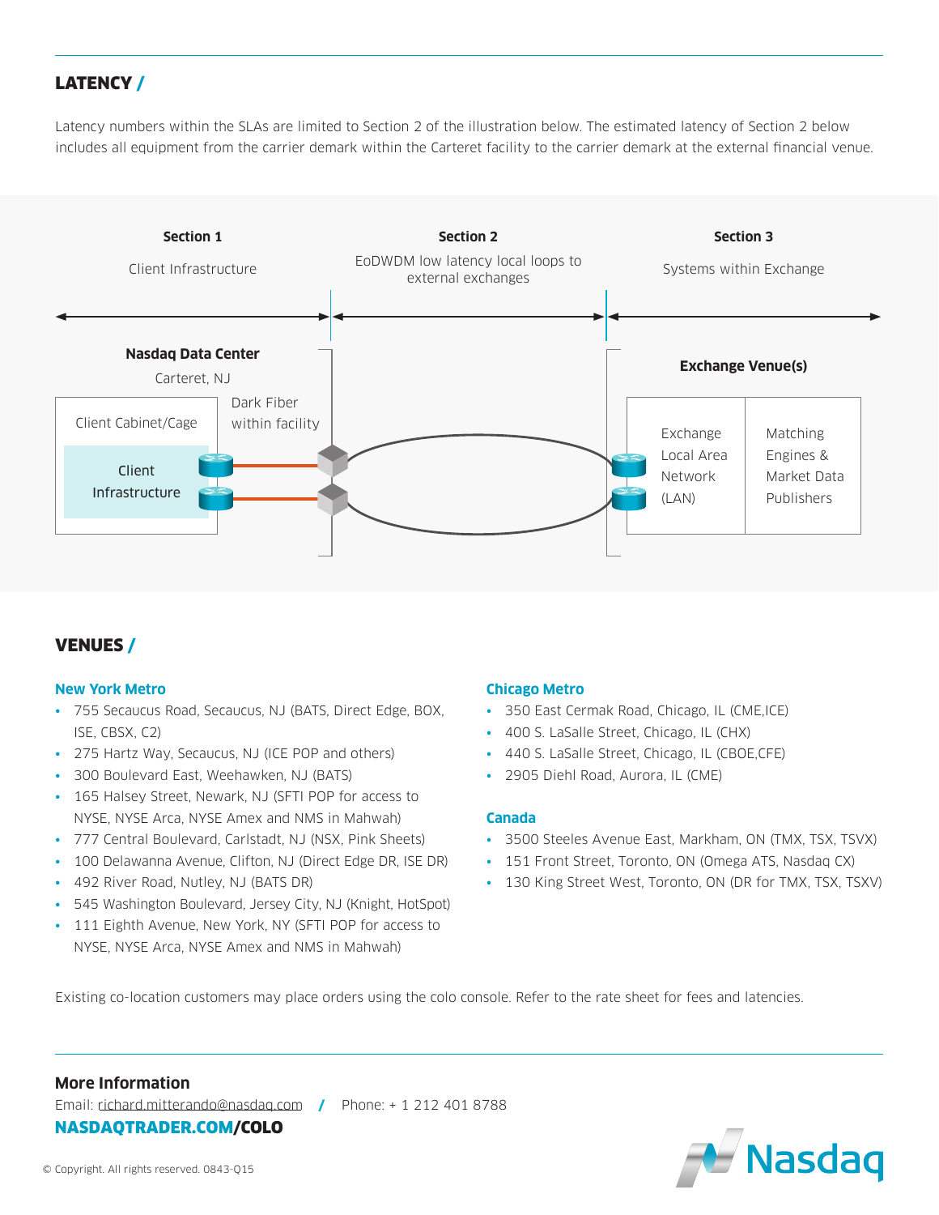## LATENCY /

Latency numbers within the SLAs are limited to Section 2 of the illustration below. The estimated latency of Section 2 below includes all equipment from the carrier demark within the Carteret facility to the carrier demark at the external financial venue.

Section 1

Client Infrastructure

Section 2

EoDWDM low latency local loops to external exchanges

Section 3

Systems within Exchange

Nasdaq Data Center

Carteret, NJ

Client Cabinet/Cage

Client Infrastructure

Dark Fiber within facility

Exchange Venue(s)

Exchange Local Area Network (LAN)

Matching Engines & Market Data Publishers

## VENUES /

### New York Metro

- 755 Secaucus Road, Secaucus, NJ (BATS, Direct Edge, BOX, ISE, CBSX, C2)
- 275 Hartz Way, Secaucus, NJ (ICE POP and others)
- 300 Boulevard East, Weehawken, NJ (BATS)
- 165 Halsey Street, Newark, NJ (SFTI POP for access to NYSE, NYSE Arca, NYSE Amex and NMS in Mahwah)
- 777 Central Boulevard, Carlstadt, NJ (NSX, Pink Sheets)
- 100 Delawanna Avenue, Clifton, NJ (Direct Edge DR, ISE DR)
- 492 River Road, Nutley, NJ (BATS DR)
- 545 Washington Boulevard, Jersey City, NJ (Knight, HotSpot)
- 111 Eighth Avenue, New York, NY (SFTI POP for access to NYSE, NYSE Arca, NYSE Amex and NMS in Mahwah)

### Chicago Metro

- 350 East Cermak Road, Chicago, IL (CME,ICE)
- 400 S. LaSalle Street, Chicago, IL (CHX)
- 440 S. LaSalle Street, Chicago, IL (CBOE,CFE)
- 2905 Diehl Road, Aurora, IL (CME)

### Canada

- 3500 Steeles Avenue East, Markham, ON (TMX, TSX, TSVX)
- 151 Front Street, Toronto, ON (Omega ATS, Nasdaq CX)
- 130 King Street West, Toronto, ON (DR for TMX, TSX, TSXV)

Existing co-location customers may place orders using the colo console. Refer to the rate sheet for fees and latencies.

### More Information

Email: richard.mitterando@nasdaq.com / Phone: + 1 212 401 8788

**NASDAQTRADER.COM/COLO**

© Copyright. All rights reserved. 0843-Q15